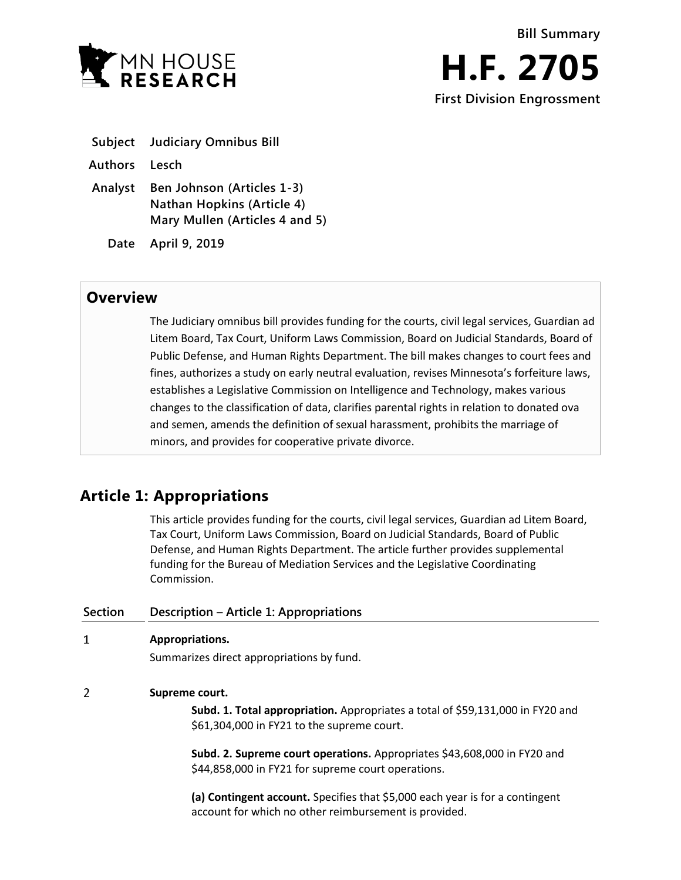MN HOUSE RESEARCH

**Bill Summary**

# H.F. 2705

**First Division Engrossment**

| | |
|---|---|
| **Subject** | **Judiciary Omnibus Bill** |
| **Authors** | **Lesch** |
| **Analyst** | **Ben Johnson (Articles 1-3)**<br>**Nathan Hopkins (Article 4)**<br>**Mary Mullen (Articles 4 and 5)** |
| **Date** | **April 9, 2019** |

## Overview

The Judiciary omnibus bill provides funding for the courts, civil legal services, Guardian ad Litem Board, Tax Court, Uniform Laws Commission, Board on Judicial Standards, Board of Public Defense, and Human Rights Department. The bill makes changes to court fees and fines, authorizes a study on early neutral evaluation, revises Minnesota's forfeiture laws, establishes a Legislative Commission on Intelligence and Technology, makes various changes to the classification of data, clarifies parental rights in relation to donated ova and semen, amends the definition of sexual harassment, prohibits the marriage of minors, and provides for cooperative private divorce.

## Article 1: Appropriations

This article provides funding for the courts, civil legal services, Guardian ad Litem Board, Tax Court, Uniform Laws Commission, Board on Judicial Standards, Board of Public Defense, and Human Rights Department. The article further provides supplemental funding for the Bureau of Mediation Services and the Legislative Coordinating Commission.

| Section | Description – Article 1: Appropriations |
|---|---|

**1 Appropriations.**

Summarizes direct appropriations by fund.

**2 Supreme court.**

**Subd. 1. Total appropriation.** Appropriates a total of $59,131,000 in FY20 and $61,304,000 in FY21 to the supreme court.

**Subd. 2. Supreme court operations.** Appropriates $43,608,000 in FY20 and $44,858,000 in FY21 for supreme court operations.

**(a) Contingent account.** Specifies that $5,000 each year is for a contingent account for which no other reimbursement is provided.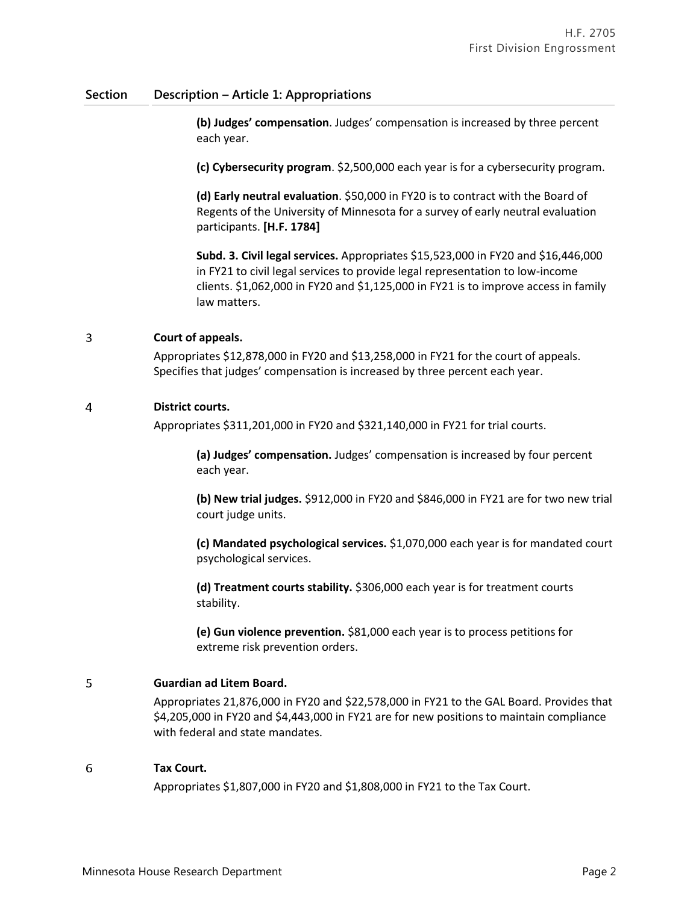| Section | Description – Article 1: Appropriations |
|---|---|
| | **(b) Judges' compensation**. Judges' compensation is increased by three percent each year.<br><br>**(c) Cybersecurity program**. $2,500,000 each year is for a cybersecurity program.<br><br>**(d) Early neutral evaluation**. $50,000 in FY20 is to contract with the Board of Regents of the University of Minnesota for a survey of early neutral evaluation participants. **[H.F. 1784]**<br><br>**Subd. 3. Civil legal services.** Appropriates $15,523,000 in FY20 and $16,446,000 in FY21 to civil legal services to provide legal representation to low-income clients. $1,062,000 in FY20 and $1,125,000 in FY21 is to improve access in family law matters. |
| 3 | **Court of appeals.**<br><br>Appropriates $12,878,000 in FY20 and $13,258,000 in FY21 for the court of appeals. Specifies that judges' compensation is increased by three percent each year. |
| 4 | **District courts.**<br><br>Appropriates $311,201,000 in FY20 and $321,140,000 in FY21 for trial courts.<br><br>**(a) Judges' compensation.** Judges' compensation is increased by four percent each year.<br><br>**(b) New trial judges.** $912,000 in FY20 and $846,000 in FY21 are for two new trial court judge units.<br><br>**(c) Mandated psychological services.** $1,070,000 each year is for mandated court psychological services.<br><br>**(d) Treatment courts stability.** $306,000 each year is for treatment courts stability.<br><br>**(e) Gun violence prevention.** $81,000 each year is to process petitions for extreme risk prevention orders. |
| 5 | **Guardian ad Litem Board.**<br><br>Appropriates 21,876,000 in FY20 and $22,578,000 in FY21 to the GAL Board. Provides that $4,205,000 in FY20 and $4,443,000 in FY21 are for new positions to maintain compliance with federal and state mandates. |
| 6 | **Tax Court.**<br><br>Appropriates $1,807,000 in FY20 and $1,808,000 in FY21 to the Tax Court. |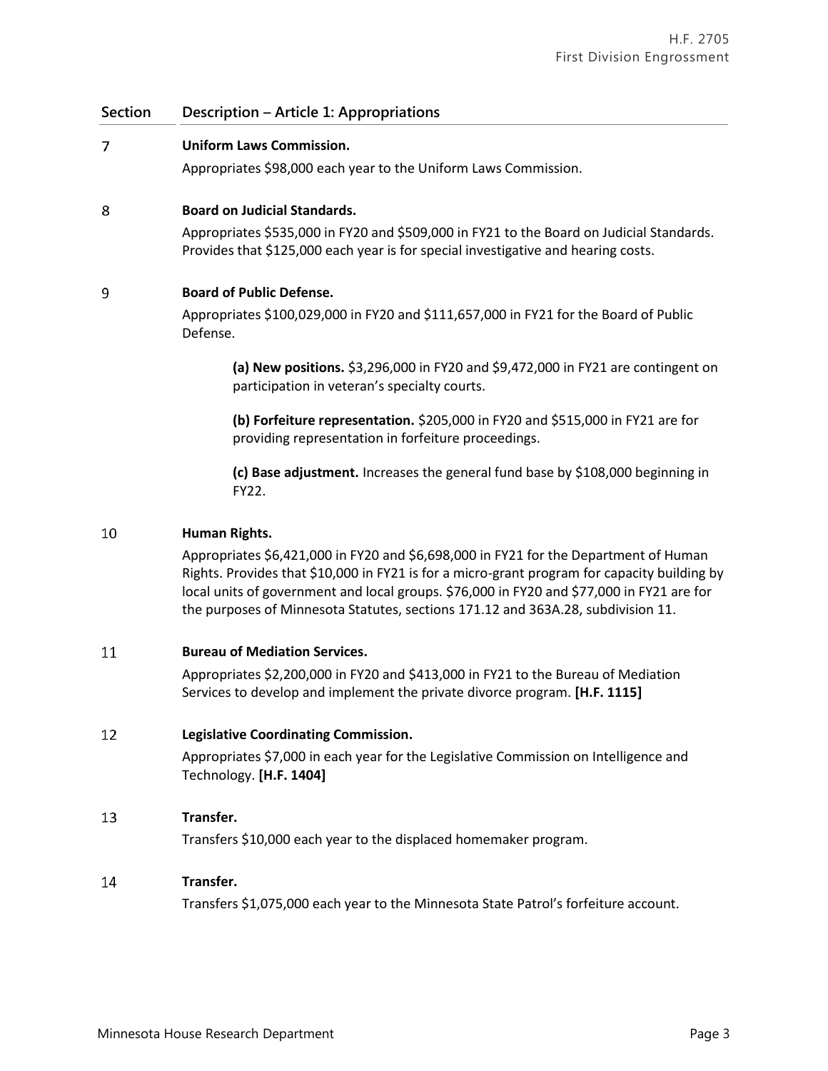| Section | Description – Article 1: Appropriations |
|---|---|
| 7 | **Uniform Laws Commission.**<br>Appropriates $98,000 each year to the Uniform Laws Commission. |
| 8 | **Board on Judicial Standards.**<br>Appropriates $535,000 in FY20 and $509,000 in FY21 to the Board on Judicial Standards. Provides that $125,000 each year is for special investigative and hearing costs. |
| 9 | **Board of Public Defense.**<br>Appropriates $100,029,000 in FY20 and $111,657,000 in FY21 for the Board of Public Defense.<br>**(a) New positions.** $3,296,000 in FY20 and $9,472,000 in FY21 are contingent on participation in veteran's specialty courts.<br>**(b) Forfeiture representation.** $205,000 in FY20 and $515,000 in FY21 are for providing representation in forfeiture proceedings.<br>**(c) Base adjustment.** Increases the general fund base by $108,000 beginning in FY22. |
| 10 | **Human Rights.**<br>Appropriates $6,421,000 in FY20 and $6,698,000 in FY21 for the Department of Human Rights. Provides that $10,000 in FY21 is for a micro-grant program for capacity building by local units of government and local groups. $76,000 in FY20 and $77,000 in FY21 are for the purposes of Minnesota Statutes, sections 171.12 and 363A.28, subdivision 11. |
| 11 | **Bureau of Mediation Services.**<br>Appropriates $2,200,000 in FY20 and $413,000 in FY21 to the Bureau of Mediation Services to develop and implement the private divorce program. **[H.F. 1115]** |
| 12 | **Legislative Coordinating Commission.**<br>Appropriates $7,000 in each year for the Legislative Commission on Intelligence and Technology. **[H.F. 1404]** |
| 13 | **Transfer.**<br>Transfers $10,000 each year to the displaced homemaker program. |
| 14 | **Transfer.**<br>Transfers $1,075,000 each year to the Minnesota State Patrol's forfeiture account. |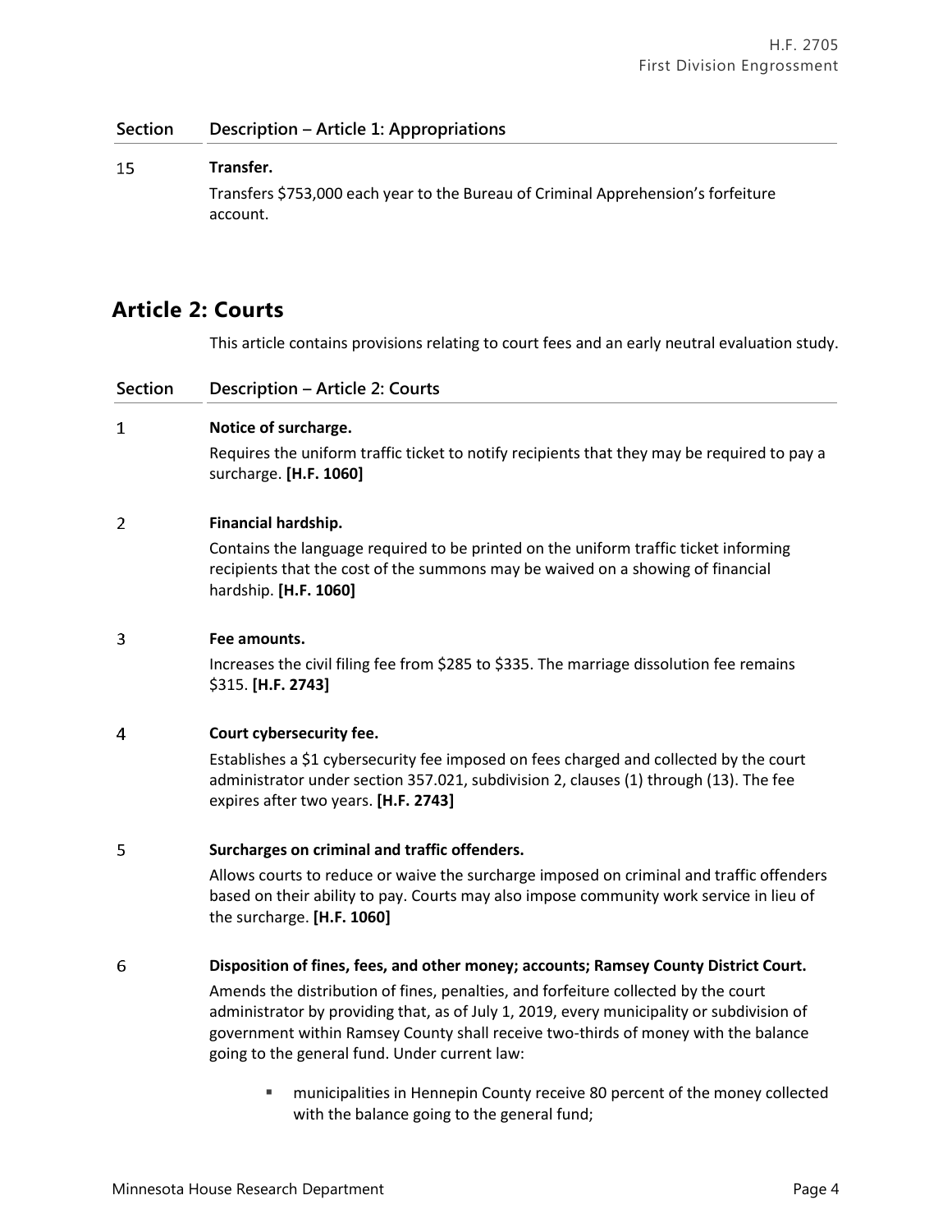| Section | Description – Article 1: Appropriations |
|---|---|
| 15 | **Transfer.**<br>Transfers $753,000 each year to the Bureau of Criminal Apprehension's forfeiture account. |

## Article 2: Courts

This article contains provisions relating to court fees and an early neutral evaluation study.

| Section | Description – Article 2: Courts |
|---|---|
| 1 | **Notice of surcharge.**<br>Requires the uniform traffic ticket to notify recipients that they may be required to pay a surcharge. **[H.F. 1060]** |
| 2 | **Financial hardship.**<br>Contains the language required to be printed on the uniform traffic ticket informing recipients that the cost of the summons may be waived on a showing of financial hardship. **[H.F. 1060]** |
| 3 | **Fee amounts.**<br>Increases the civil filing fee from $285 to $335. The marriage dissolution fee remains $315. **[H.F. 2743]** |
| 4 | **Court cybersecurity fee.**<br>Establishes a $1 cybersecurity fee imposed on fees charged and collected by the court administrator under section 357.021, subdivision 2, clauses (1) through (13). The fee expires after two years. **[H.F. 2743]** |
| 5 | **Surcharges on criminal and traffic offenders.**<br>Allows courts to reduce or waive the surcharge imposed on criminal and traffic offenders based on their ability to pay. Courts may also impose community work service in lieu of the surcharge. **[H.F. 1060]** |
| 6 | **Disposition of fines, fees, and other money; accounts; Ramsey County District Court.**<br>Amends the distribution of fines, penalties, and forfeiture collected by the court administrator by providing that, as of July 1, 2019, every municipality or subdivision of government within Ramsey County shall receive two-thirds of money with the balance going to the general fund. Under current law:<br>▪ municipalities in Hennepin County receive 80 percent of the money collected with the balance going to the general fund; |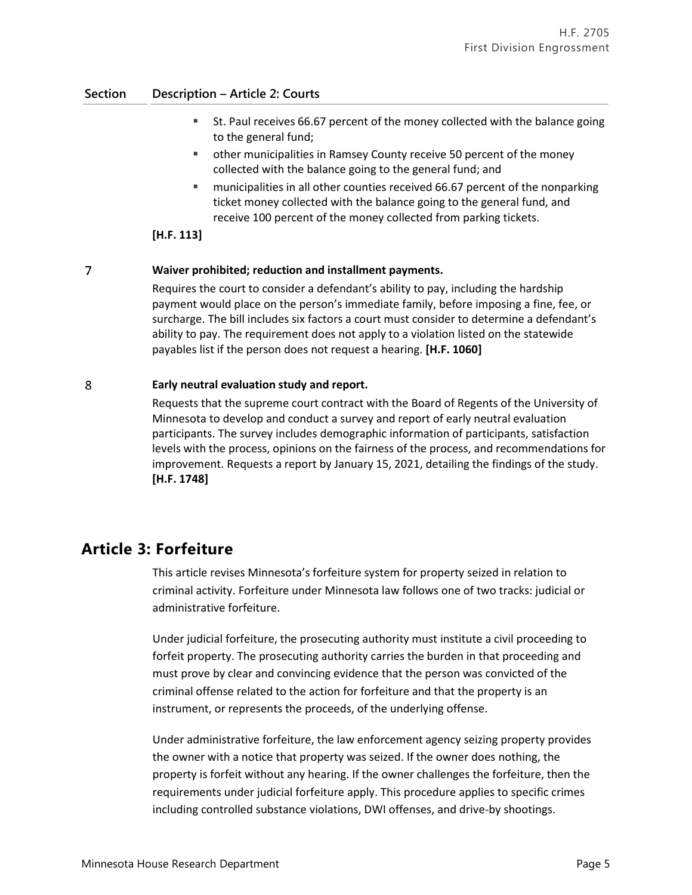| Section | Description – Article 2: Courts |
|---|---|
| | ▪ St. Paul receives 66.67 percent of the money collected with the balance going to the general fund;<br>▪ other municipalities in Ramsey County receive 50 percent of the money collected with the balance going to the general fund; and<br>▪ municipalities in all other counties received 66.67 percent of the nonparking ticket money collected with the balance going to the general fund, and receive 100 percent of the money collected from parking tickets.<br>**[H.F. 113]** |
| 7 | **Waiver prohibited; reduction and installment payments.**<br>Requires the court to consider a defendant's ability to pay, including the hardship payment would place on the person's immediate family, before imposing a fine, fee, or surcharge. The bill includes six factors a court must consider to determine a defendant's ability to pay. The requirement does not apply to a violation listed on the statewide payables list if the person does not request a hearing. **[H.F. 1060]** |
| 8 | **Early neutral evaluation study and report.**<br>Requests that the supreme court contract with the Board of Regents of the University of Minnesota to develop and conduct a survey and report of early neutral evaluation participants. The survey includes demographic information of participants, satisfaction levels with the process, opinions on the fairness of the process, and recommendations for improvement. Requests a report by January 15, 2021, detailing the findings of the study. **[H.F. 1748]** |

## Article 3: Forfeiture

This article revises Minnesota's forfeiture system for property seized in relation to criminal activity. Forfeiture under Minnesota law follows one of two tracks: judicial or administrative forfeiture.

Under judicial forfeiture, the prosecuting authority must institute a civil proceeding to forfeit property. The prosecuting authority carries the burden in that proceeding and must prove by clear and convincing evidence that the person was convicted of the criminal offense related to the action for forfeiture and that the property is an instrument, or represents the proceeds, of the underlying offense.

Under administrative forfeiture, the law enforcement agency seizing property provides the owner with a notice that property was seized. If the owner does nothing, the property is forfeit without any hearing. If the owner challenges the forfeiture, then the requirements under judicial forfeiture apply. This procedure applies to specific crimes including controlled substance violations, DWI offenses, and drive-by shootings.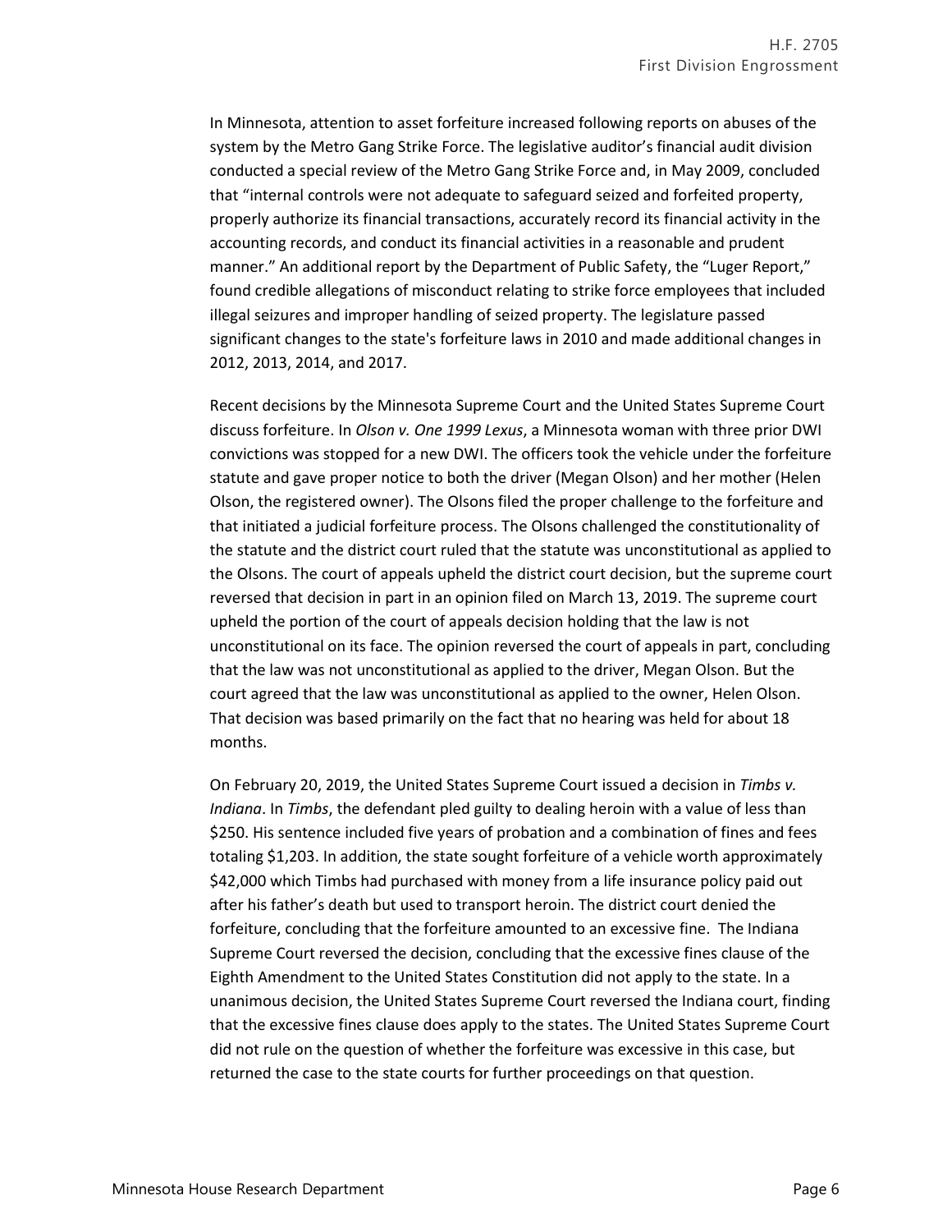In Minnesota, attention to asset forfeiture increased following reports on abuses of the system by the Metro Gang Strike Force. The legislative auditor's financial audit division conducted a special review of the Metro Gang Strike Force and, in May 2009, concluded that "internal controls were not adequate to safeguard seized and forfeited property, properly authorize its financial transactions, accurately record its financial activity in the accounting records, and conduct its financial activities in a reasonable and prudent manner." An additional report by the Department of Public Safety, the "Luger Report," found credible allegations of misconduct relating to strike force employees that included illegal seizures and improper handling of seized property. The legislature passed significant changes to the state's forfeiture laws in 2010 and made additional changes in 2012, 2013, 2014, and 2017.

Recent decisions by the Minnesota Supreme Court and the United States Supreme Court discuss forfeiture. In *Olson v. One 1999 Lexus*, a Minnesota woman with three prior DWI convictions was stopped for a new DWI. The officers took the vehicle under the forfeiture statute and gave proper notice to both the driver (Megan Olson) and her mother (Helen Olson, the registered owner). The Olsons filed the proper challenge to the forfeiture and that initiated a judicial forfeiture process. The Olsons challenged the constitutionality of the statute and the district court ruled that the statute was unconstitutional as applied to the Olsons. The court of appeals upheld the district court decision, but the supreme court reversed that decision in part in an opinion filed on March 13, 2019. The supreme court upheld the portion of the court of appeals decision holding that the law is not unconstitutional on its face. The opinion reversed the court of appeals in part, concluding that the law was not unconstitutional as applied to the driver, Megan Olson. But the court agreed that the law was unconstitutional as applied to the owner, Helen Olson. That decision was based primarily on the fact that no hearing was held for about 18 months.

On February 20, 2019, the United States Supreme Court issued a decision in *Timbs v. Indiana*. In *Timbs*, the defendant pled guilty to dealing heroin with a value of less than \$250. His sentence included five years of probation and a combination of fines and fees totaling \$1,203. In addition, the state sought forfeiture of a vehicle worth approximately \$42,000 which Timbs had purchased with money from a life insurance policy paid out after his father's death but used to transport heroin. The district court denied the forfeiture, concluding that the forfeiture amounted to an excessive fine. The Indiana Supreme Court reversed the decision, concluding that the excessive fines clause of the Eighth Amendment to the United States Constitution did not apply to the state. In a unanimous decision, the United States Supreme Court reversed the Indiana court, finding that the excessive fines clause does apply to the states. The United States Supreme Court did not rule on the question of whether the forfeiture was excessive in this case, but returned the case to the state courts for further proceedings on that question.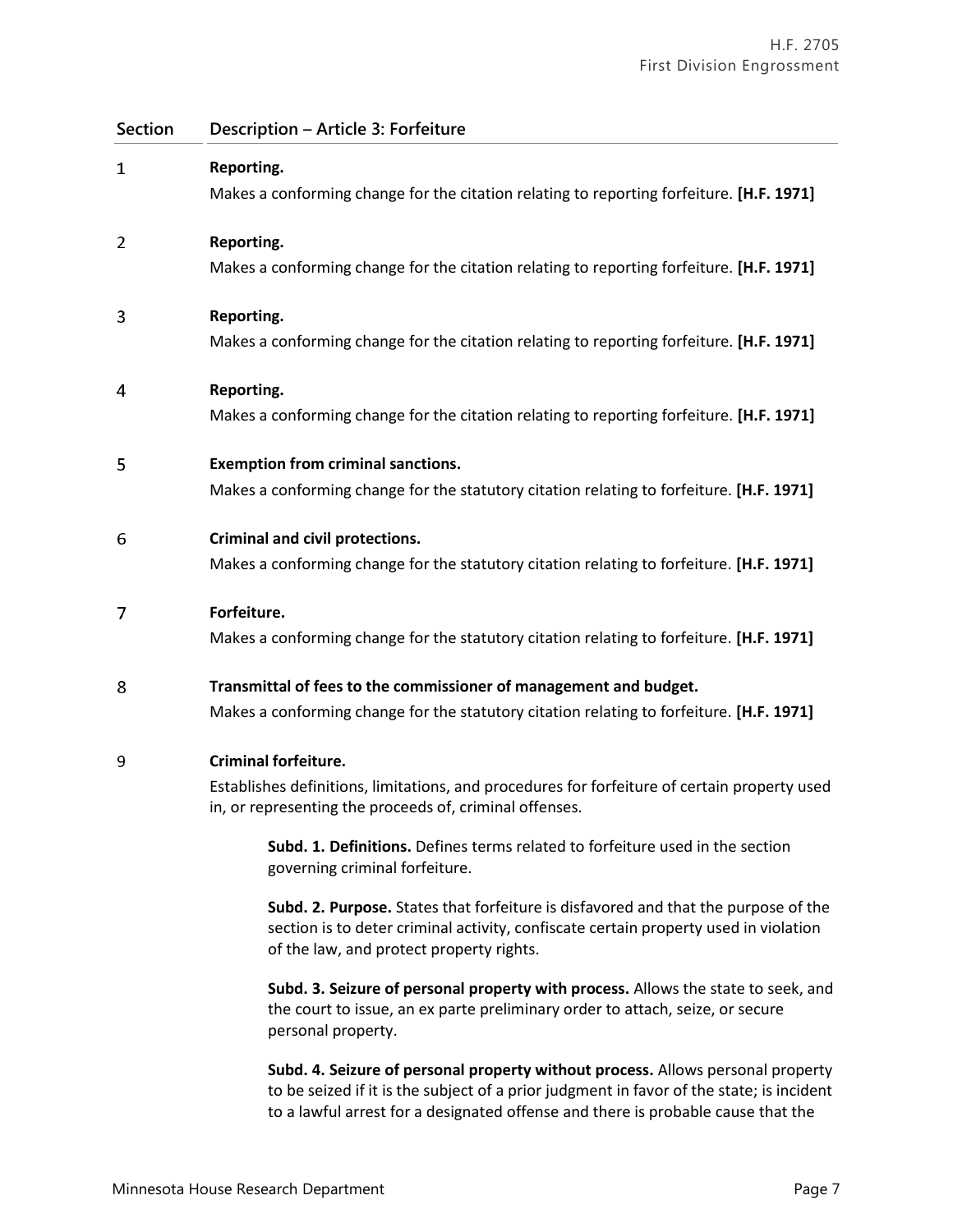| Section | Description – Article 3: Forfeiture |
|---|---|
| 1 | **Reporting.**<br>Makes a conforming change for the citation relating to reporting forfeiture. **[H.F. 1971]** |
| 2 | **Reporting.**<br>Makes a conforming change for the citation relating to reporting forfeiture. **[H.F. 1971]** |
| 3 | **Reporting.**<br>Makes a conforming change for the citation relating to reporting forfeiture. **[H.F. 1971]** |
| 4 | **Reporting.**<br>Makes a conforming change for the citation relating to reporting forfeiture. **[H.F. 1971]** |
| 5 | **Exemption from criminal sanctions.**<br>Makes a conforming change for the statutory citation relating to forfeiture. **[H.F. 1971]** |
| 6 | **Criminal and civil protections.**<br>Makes a conforming change for the statutory citation relating to forfeiture. **[H.F. 1971]** |
| 7 | **Forfeiture.**<br>Makes a conforming change for the statutory citation relating to forfeiture. **[H.F. 1971]** |
| 8 | **Transmittal of fees to the commissioner of management and budget.**<br>Makes a conforming change for the statutory citation relating to forfeiture. **[H.F. 1971]** |
| 9 | **Criminal forfeiture.**<br>Establishes definitions, limitations, and procedures for forfeiture of certain property used in, or representing the proceeds of, criminal offenses.<br><br>**Subd. 1. Definitions.** Defines terms related to forfeiture used in the section governing criminal forfeiture.<br><br>**Subd. 2. Purpose.** States that forfeiture is disfavored and that the purpose of the section is to deter criminal activity, confiscate certain property used in violation of the law, and protect property rights.<br><br>**Subd. 3. Seizure of personal property with process.** Allows the state to seek, and the court to issue, an ex parte preliminary order to attach, seize, or secure personal property.<br><br>**Subd. 4. Seizure of personal property without process.** Allows personal property to be seized if it is the subject of a prior judgment in favor of the state; is incident to a lawful arrest for a designated offense and there is probable cause that the |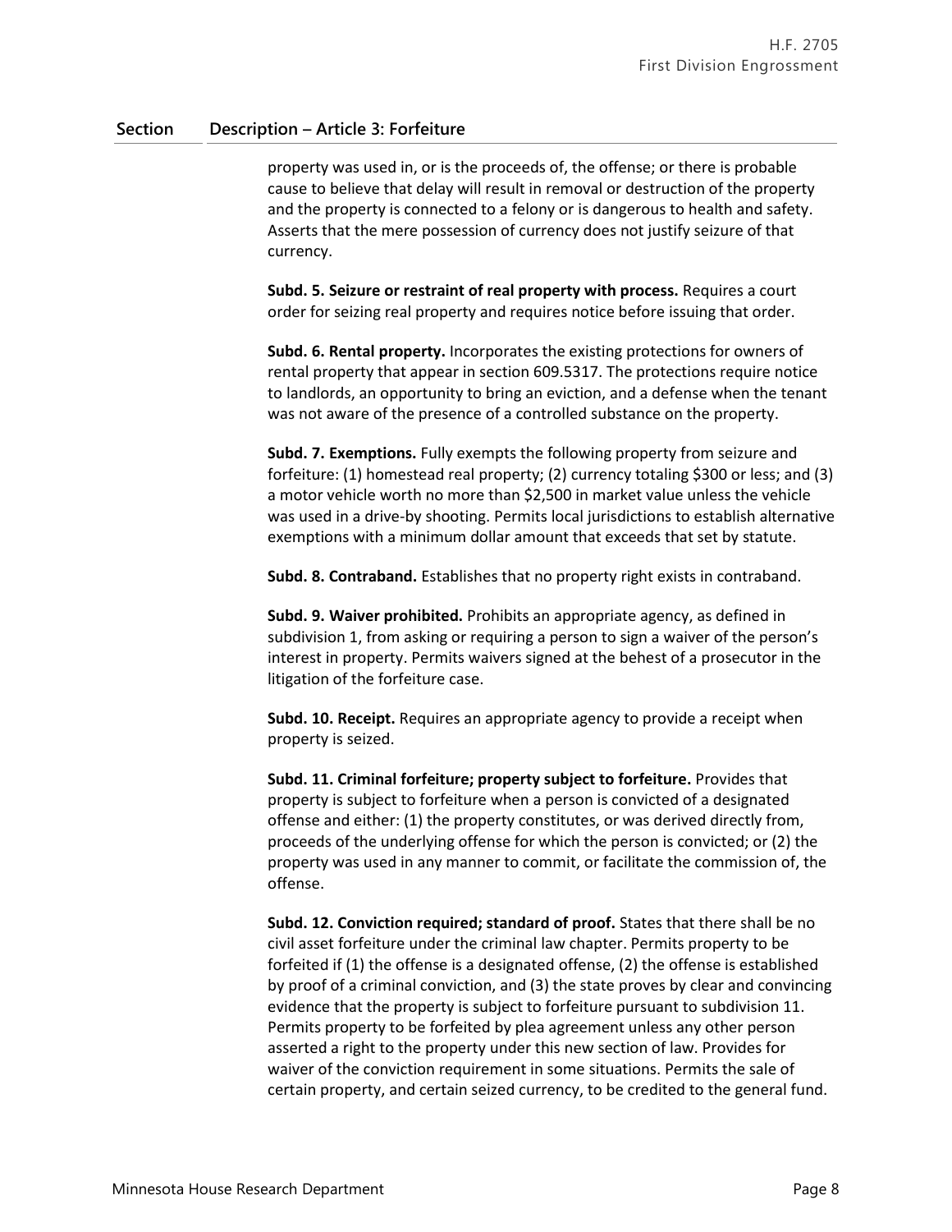| Section | Description – Article 3: Forfeiture |
|---|---|

property was used in, or is the proceeds of, the offense; or there is probable cause to believe that delay will result in removal or destruction of the property and the property is connected to a felony or is dangerous to health and safety. Asserts that the mere possession of currency does not justify seizure of that currency.

**Subd. 5. Seizure or restraint of real property with process.** Requires a court order for seizing real property and requires notice before issuing that order.

**Subd. 6. Rental property.** Incorporates the existing protections for owners of rental property that appear in section 609.5317. The protections require notice to landlords, an opportunity to bring an eviction, and a defense when the tenant was not aware of the presence of a controlled substance on the property.

**Subd. 7. Exemptions.** Fully exempts the following property from seizure and forfeiture: (1) homestead real property; (2) currency totaling $300 or less; and (3) a motor vehicle worth no more than $2,500 in market value unless the vehicle was used in a drive-by shooting. Permits local jurisdictions to establish alternative exemptions with a minimum dollar amount that exceeds that set by statute.

**Subd. 8. Contraband.** Establishes that no property right exists in contraband.

**Subd. 9. Waiver prohibited.** Prohibits an appropriate agency, as defined in subdivision 1, from asking or requiring a person to sign a waiver of the person's interest in property. Permits waivers signed at the behest of a prosecutor in the litigation of the forfeiture case.

**Subd. 10. Receipt.** Requires an appropriate agency to provide a receipt when property is seized.

**Subd. 11. Criminal forfeiture; property subject to forfeiture.** Provides that property is subject to forfeiture when a person is convicted of a designated offense and either: (1) the property constitutes, or was derived directly from, proceeds of the underlying offense for which the person is convicted; or (2) the property was used in any manner to commit, or facilitate the commission of, the offense.

**Subd. 12. Conviction required; standard of proof.** States that there shall be no civil asset forfeiture under the criminal law chapter. Permits property to be forfeited if (1) the offense is a designated offense, (2) the offense is established by proof of a criminal conviction, and (3) the state proves by clear and convincing evidence that the property is subject to forfeiture pursuant to subdivision 11. Permits property to be forfeited by plea agreement unless any other person asserted a right to the property under this new section of law. Provides for waiver of the conviction requirement in some situations. Permits the sale of certain property, and certain seized currency, to be credited to the general fund.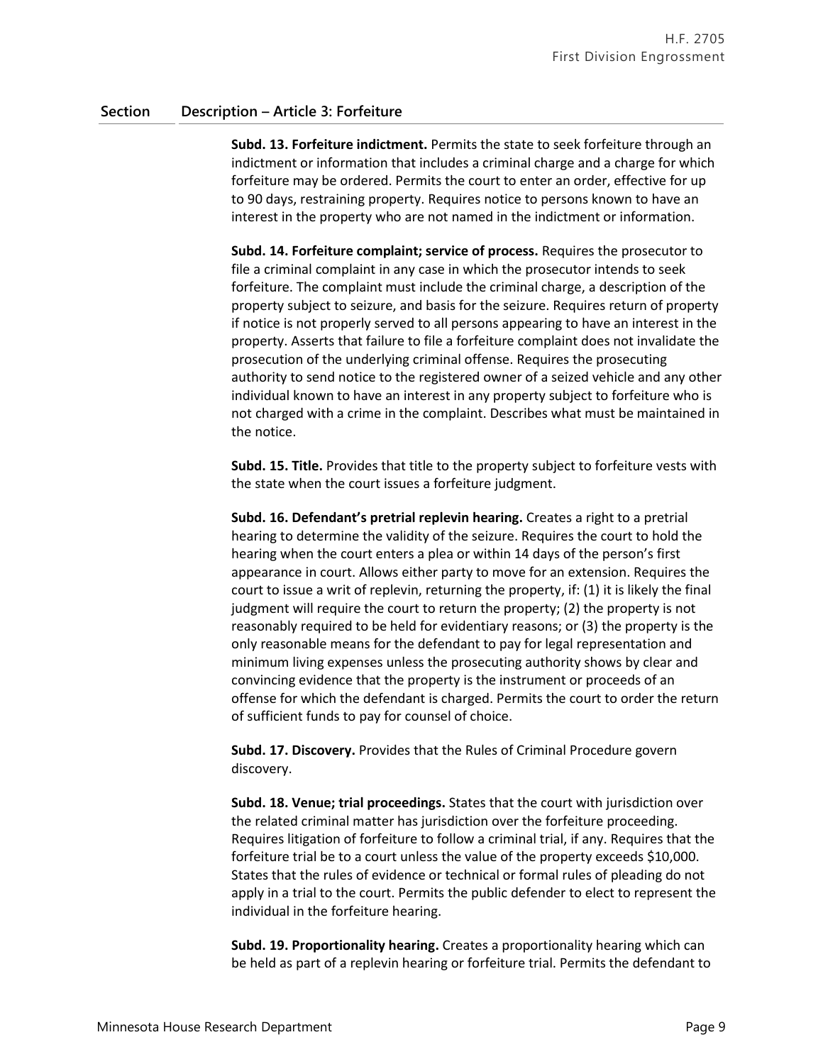| Section | Description – Article 3: Forfeiture |
|---|---|
| | **Subd. 13. Forfeiture indictment.** Permits the state to seek forfeiture through an indictment or information that includes a criminal charge and a charge for which forfeiture may be ordered. Permits the court to enter an order, effective for up to 90 days, restraining property. Requires notice to persons known to have an interest in the property who are not named in the indictment or information. |
| | **Subd. 14. Forfeiture complaint; service of process.** Requires the prosecutor to file a criminal complaint in any case in which the prosecutor intends to seek forfeiture. The complaint must include the criminal charge, a description of the property subject to seizure, and basis for the seizure. Requires return of property if notice is not properly served to all persons appearing to have an interest in the property. Asserts that failure to file a forfeiture complaint does not invalidate the prosecution of the underlying criminal offense. Requires the prosecuting authority to send notice to the registered owner of a seized vehicle and any other individual known to have an interest in any property subject to forfeiture who is not charged with a crime in the complaint. Describes what must be maintained in the notice. |
| | **Subd. 15. Title.** Provides that title to the property subject to forfeiture vests with the state when the court issues a forfeiture judgment. |
| | **Subd. 16. Defendant's pretrial replevin hearing.** Creates a right to a pretrial hearing to determine the validity of the seizure. Requires the court to hold the hearing when the court enters a plea or within 14 days of the person's first appearance in court. Allows either party to move for an extension. Requires the court to issue a writ of replevin, returning the property, if: (1) it is likely the final judgment will require the court to return the property; (2) the property is not reasonably required to be held for evidentiary reasons; or (3) the property is the only reasonable means for the defendant to pay for legal representation and minimum living expenses unless the prosecuting authority shows by clear and convincing evidence that the property is the instrument or proceeds of an offense for which the defendant is charged. Permits the court to order the return of sufficient funds to pay for counsel of choice. |
| | **Subd. 17. Discovery.** Provides that the Rules of Criminal Procedure govern discovery. |
| | **Subd. 18. Venue; trial proceedings.** States that the court with jurisdiction over the related criminal matter has jurisdiction over the forfeiture proceeding. Requires litigation of forfeiture to follow a criminal trial, if any. Requires that the forfeiture trial be to a court unless the value of the property exceeds $10,000. States that the rules of evidence or technical or formal rules of pleading do not apply in a trial to the court. Permits the public defender to elect to represent the individual in the forfeiture hearing. |
| | **Subd. 19. Proportionality hearing.** Creates a proportionality hearing which can be held as part of a replevin hearing or forfeiture trial. Permits the defendant to |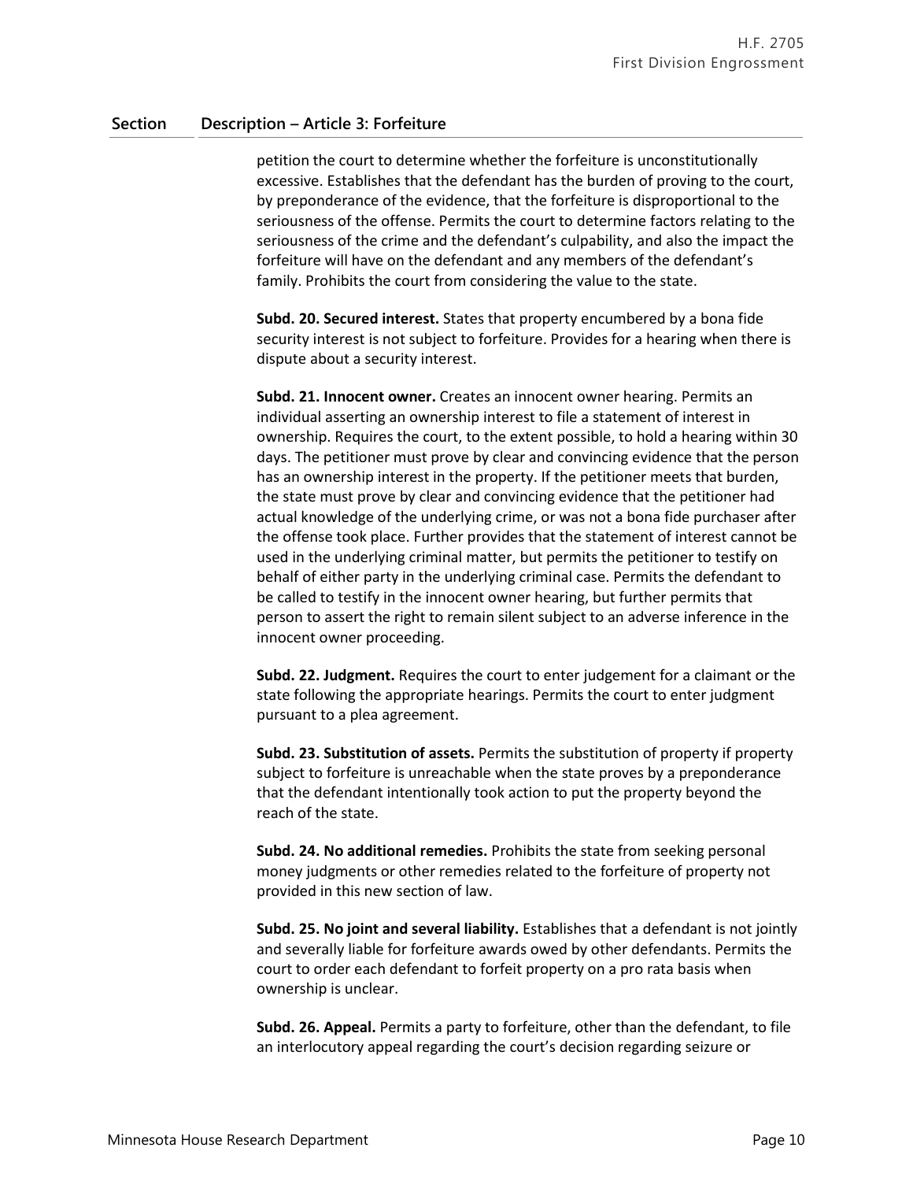| Section | Description – Article 3: Forfeiture |
|---|---|

petition the court to determine whether the forfeiture is unconstitutionally excessive. Establishes that the defendant has the burden of proving to the court, by preponderance of the evidence, that the forfeiture is disproportional to the seriousness of the offense. Permits the court to determine factors relating to the seriousness of the crime and the defendant's culpability, and also the impact the forfeiture will have on the defendant and any members of the defendant's family. Prohibits the court from considering the value to the state.

**Subd. 20. Secured interest.** States that property encumbered by a bona fide security interest is not subject to forfeiture. Provides for a hearing when there is dispute about a security interest.

**Subd. 21. Innocent owner.** Creates an innocent owner hearing. Permits an individual asserting an ownership interest to file a statement of interest in ownership. Requires the court, to the extent possible, to hold a hearing within 30 days. The petitioner must prove by clear and convincing evidence that the person has an ownership interest in the property. If the petitioner meets that burden, the state must prove by clear and convincing evidence that the petitioner had actual knowledge of the underlying crime, or was not a bona fide purchaser after the offense took place. Further provides that the statement of interest cannot be used in the underlying criminal matter, but permits the petitioner to testify on behalf of either party in the underlying criminal case. Permits the defendant to be called to testify in the innocent owner hearing, but further permits that person to assert the right to remain silent subject to an adverse inference in the innocent owner proceeding.

**Subd. 22. Judgment.** Requires the court to enter judgement for a claimant or the state following the appropriate hearings. Permits the court to enter judgment pursuant to a plea agreement.

**Subd. 23. Substitution of assets.** Permits the substitution of property if property subject to forfeiture is unreachable when the state proves by a preponderance that the defendant intentionally took action to put the property beyond the reach of the state.

**Subd. 24. No additional remedies.** Prohibits the state from seeking personal money judgments or other remedies related to the forfeiture of property not provided in this new section of law.

**Subd. 25. No joint and several liability.** Establishes that a defendant is not jointly and severally liable for forfeiture awards owed by other defendants. Permits the court to order each defendant to forfeit property on a pro rata basis when ownership is unclear.

**Subd. 26. Appeal.** Permits a party to forfeiture, other than the defendant, to file an interlocutory appeal regarding the court's decision regarding seizure or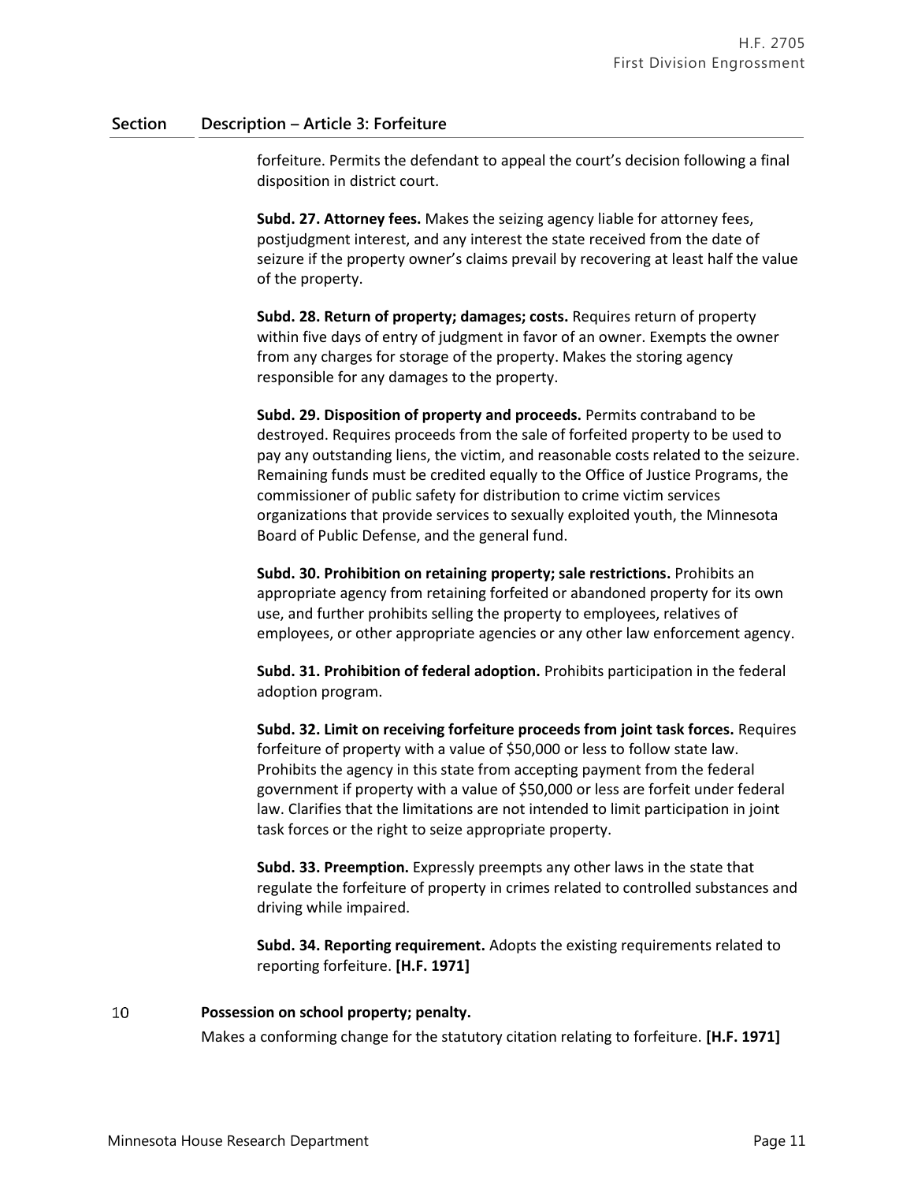| Section | Description – Article 3: Forfeiture |
|---|---|
| | forfeiture. Permits the defendant to appeal the court's decision following a final disposition in district court.<br><br>**Subd. 27. Attorney fees.** Makes the seizing agency liable for attorney fees, postjudgment interest, and any interest the state received from the date of seizure if the property owner's claims prevail by recovering at least half the value of the property.<br><br>**Subd. 28. Return of property; damages; costs.** Requires return of property within five days of entry of judgment in favor of an owner. Exempts the owner from any charges for storage of the property. Makes the storing agency responsible for any damages to the property.<br><br>**Subd. 29. Disposition of property and proceeds.** Permits contraband to be destroyed. Requires proceeds from the sale of forfeited property to be used to pay any outstanding liens, the victim, and reasonable costs related to the seizure. Remaining funds must be credited equally to the Office of Justice Programs, the commissioner of public safety for distribution to crime victim services organizations that provide services to sexually exploited youth, the Minnesota Board of Public Defense, and the general fund.<br><br>**Subd. 30. Prohibition on retaining property; sale restrictions.** Prohibits an appropriate agency from retaining forfeited or abandoned property for its own use, and further prohibits selling the property to employees, relatives of employees, or other appropriate agencies or any other law enforcement agency.<br><br>**Subd. 31. Prohibition of federal adoption.** Prohibits participation in the federal adoption program.<br><br>**Subd. 32. Limit on receiving forfeiture proceeds from joint task forces.** Requires forfeiture of property with a value of $50,000 or less to follow state law. Prohibits the agency in this state from accepting payment from the federal government if property with a value of $50,000 or less are forfeit under federal law. Clarifies that the limitations are not intended to limit participation in joint task forces or the right to seize appropriate property.<br><br>**Subd. 33. Preemption.** Expressly preempts any other laws in the state that regulate the forfeiture of property in crimes related to controlled substances and driving while impaired.<br><br>**Subd. 34. Reporting requirement.** Adopts the existing requirements related to reporting forfeiture. **[H.F. 1971]** |
| 10 | **Possession on school property; penalty.**<br>Makes a conforming change for the statutory citation relating to forfeiture. **[H.F. 1971]** |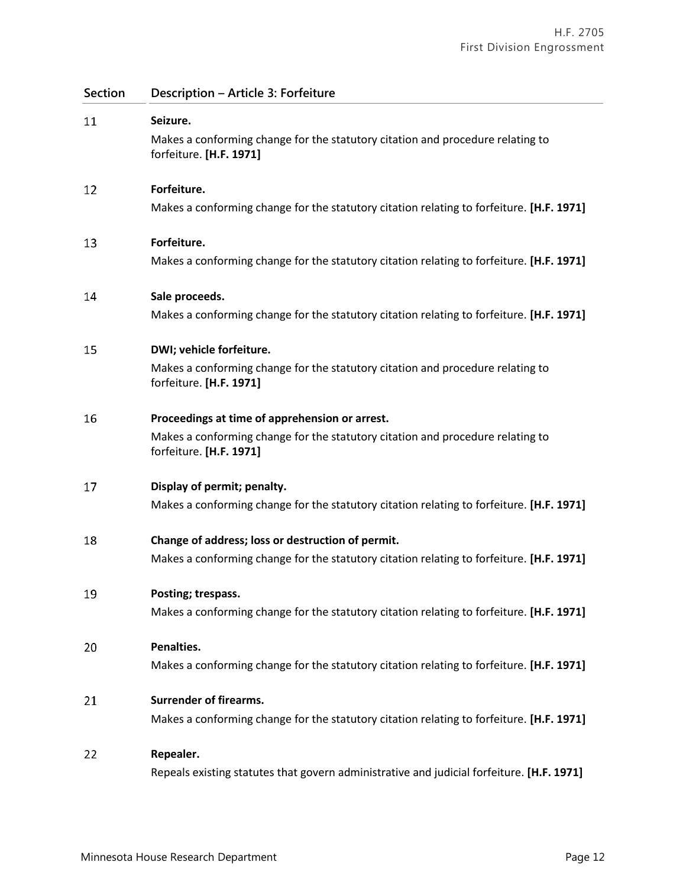| Section | Description – Article 3: Forfeiture |
|---|---|
| 11 | **Seizure.**<br>Makes a conforming change for the statutory citation and procedure relating to forfeiture. **[H.F. 1971]** |
| 12 | **Forfeiture.**<br>Makes a conforming change for the statutory citation relating to forfeiture. **[H.F. 1971]** |
| 13 | **Forfeiture.**<br>Makes a conforming change for the statutory citation relating to forfeiture. **[H.F. 1971]** |
| 14 | **Sale proceeds.**<br>Makes a conforming change for the statutory citation relating to forfeiture. **[H.F. 1971]** |
| 15 | **DWI; vehicle forfeiture.**<br>Makes a conforming change for the statutory citation and procedure relating to forfeiture. **[H.F. 1971]** |
| 16 | **Proceedings at time of apprehension or arrest.**<br>Makes a conforming change for the statutory citation and procedure relating to forfeiture. **[H.F. 1971]** |
| 17 | **Display of permit; penalty.**<br>Makes a conforming change for the statutory citation relating to forfeiture. **[H.F. 1971]** |
| 18 | **Change of address; loss or destruction of permit.**<br>Makes a conforming change for the statutory citation relating to forfeiture. **[H.F. 1971]** |
| 19 | **Posting; trespass.**<br>Makes a conforming change for the statutory citation relating to forfeiture. **[H.F. 1971]** |
| 20 | **Penalties.**<br>Makes a conforming change for the statutory citation relating to forfeiture. **[H.F. 1971]** |
| 21 | **Surrender of firearms.**<br>Makes a conforming change for the statutory citation relating to forfeiture. **[H.F. 1971]** |
| 22 | **Repealer.**<br>Repeals existing statutes that govern administrative and judicial forfeiture. **[H.F. 1971]** |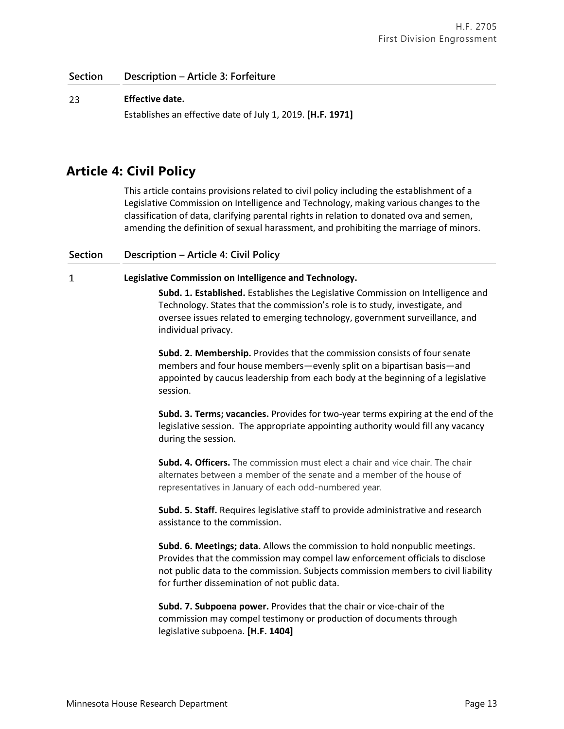| Section | Description – Article 3: Forfeiture |
|---|---|
| 23 | **Effective date.**<br>Establishes an effective date of July 1, 2019. **[H.F. 1971]** |

## Article 4: Civil Policy

This article contains provisions related to civil policy including the establishment of a Legislative Commission on Intelligence and Technology, making various changes to the classification of data, clarifying parental rights in relation to donated ova and semen, amending the definition of sexual harassment, and prohibiting the marriage of minors.

| Section | Description – Article 4: Civil Policy |
|---|---|
| 1 | **Legislative Commission on Intelligence and Technology.**<br><br>**Subd. 1. Established.** Establishes the Legislative Commission on Intelligence and Technology. States that the commission's role is to study, investigate, and oversee issues related to emerging technology, government surveillance, and individual privacy.<br><br>**Subd. 2. Membership.** Provides that the commission consists of four senate members and four house members—evenly split on a bipartisan basis—and appointed by caucus leadership from each body at the beginning of a legislative session.<br><br>**Subd. 3. Terms; vacancies.** Provides for two-year terms expiring at the end of the legislative session. The appropriate appointing authority would fill any vacancy during the session.<br><br>**Subd. 4. Officers.** The commission must elect a chair and vice chair. The chair alternates between a member of the senate and a member of the house of representatives in January of each odd-numbered year.<br><br>**Subd. 5. Staff.** Requires legislative staff to provide administrative and research assistance to the commission.<br><br>**Subd. 6. Meetings; data.** Allows the commission to hold nonpublic meetings. Provides that the commission may compel law enforcement officials to disclose not public data to the commission. Subjects commission members to civil liability for further dissemination of not public data.<br><br>**Subd. 7. Subpoena power.** Provides that the chair or vice-chair of the commission may compel testimony or production of documents through legislative subpoena. **[H.F. 1404]** |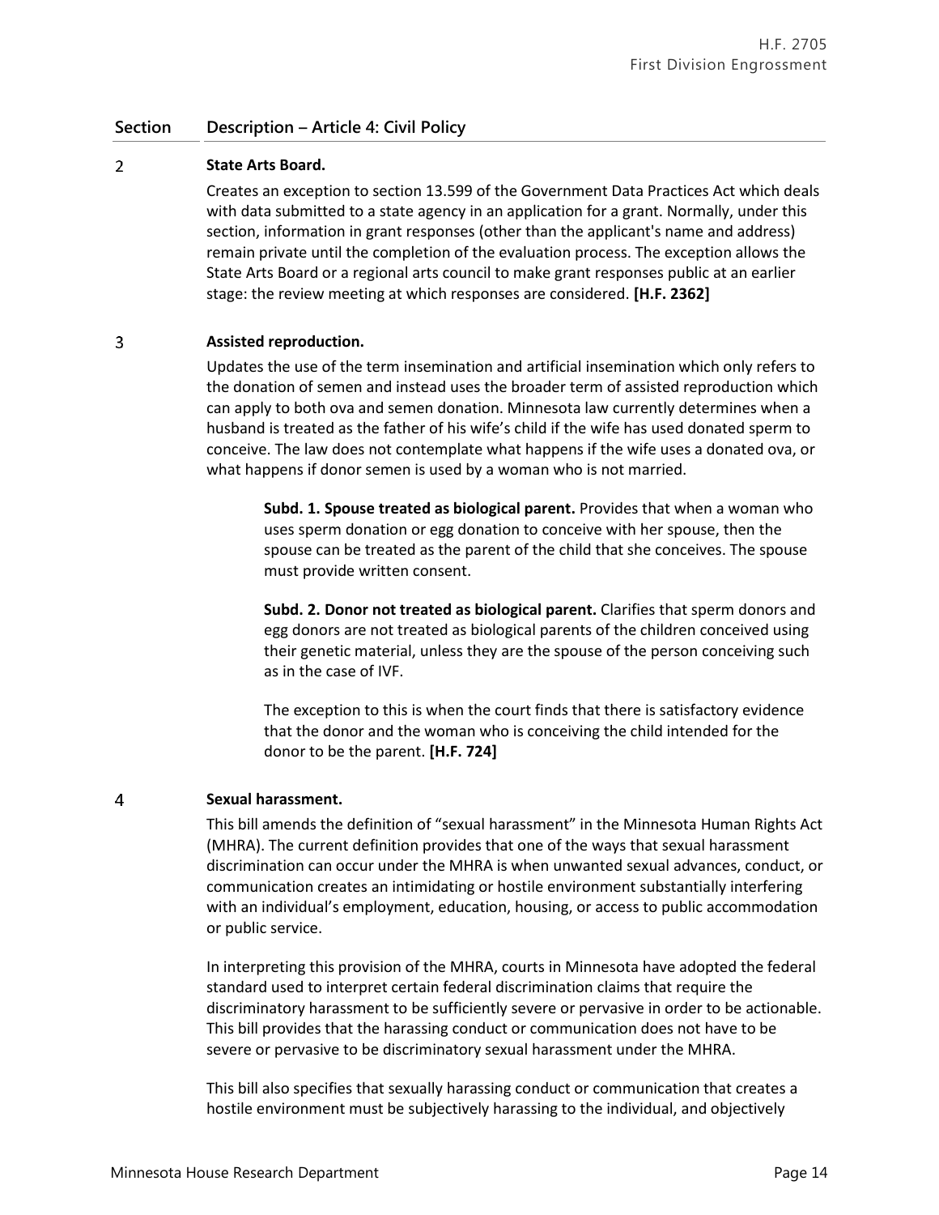| Section | Description – Article 4: Civil Policy |
|---|---|
| 2 | **State Arts Board.**<br><br>Creates an exception to section 13.599 of the Government Data Practices Act which deals with data submitted to a state agency in an application for a grant. Normally, under this section, information in grant responses (other than the applicant's name and address) remain private until the completion of the evaluation process. The exception allows the State Arts Board or a regional arts council to make grant responses public at an earlier stage: the review meeting at which responses are considered. **[H.F. 2362]** |
| 3 | **Assisted reproduction.**<br><br>Updates the use of the term insemination and artificial insemination which only refers to the donation of semen and instead uses the broader term of assisted reproduction which can apply to both ova and semen donation. Minnesota law currently determines when a husband is treated as the father of his wife's child if the wife has used donated sperm to conceive. The law does not contemplate what happens if the wife uses a donated ova, or what happens if donor semen is used by a woman who is not married.<br><br>**Subd. 1. Spouse treated as biological parent.** Provides that when a woman who uses sperm donation or egg donation to conceive with her spouse, then the spouse can be treated as the parent of the child that she conceives. The spouse must provide written consent.<br><br>**Subd. 2. Donor not treated as biological parent.** Clarifies that sperm donors and egg donors are not treated as biological parents of the children conceived using their genetic material, unless they are the spouse of the person conceiving such as in the case of IVF.<br><br>The exception to this is when the court finds that there is satisfactory evidence that the donor and the woman who is conceiving the child intended for the donor to be the parent. **[H.F. 724]** |
| 4 | **Sexual harassment.**<br><br>This bill amends the definition of "sexual harassment" in the Minnesota Human Rights Act (MHRA). The current definition provides that one of the ways that sexual harassment discrimination can occur under the MHRA is when unwanted sexual advances, conduct, or communication creates an intimidating or hostile environment substantially interfering with an individual's employment, education, housing, or access to public accommodation or public service.<br><br>In interpreting this provision of the MHRA, courts in Minnesota have adopted the federal standard used to interpret certain federal discrimination claims that require the discriminatory harassment to be sufficiently severe or pervasive in order to be actionable. This bill provides that the harassing conduct or communication does not have to be severe or pervasive to be discriminatory sexual harassment under the MHRA.<br><br>This bill also specifies that sexually harassing conduct or communication that creates a hostile environment must be subjectively harassing to the individual, and objectively |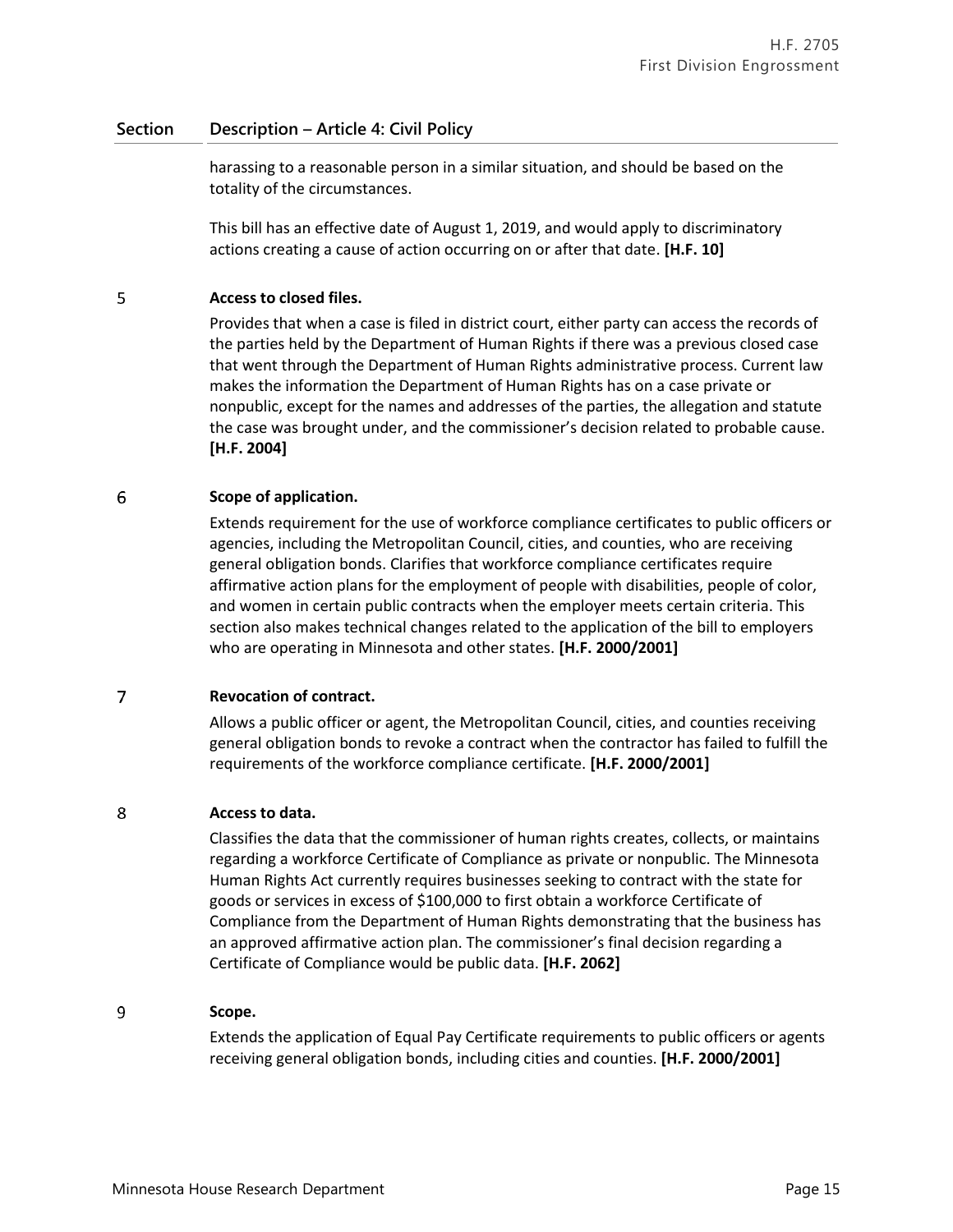| Section | Description – Article 4: Civil Policy |
|---|---|
| | harassing to a reasonable person in a similar situation, and should be based on the totality of the circumstances. <br><br> This bill has an effective date of August 1, 2019, and would apply to discriminatory actions creating a cause of action occurring on or after that date. **[H.F. 10]** |
| 5 | **Access to closed files.** <br><br> Provides that when a case is filed in district court, either party can access the records of the parties held by the Department of Human Rights if there was a previous closed case that went through the Department of Human Rights administrative process. Current law makes the information the Department of Human Rights has on a case private or nonpublic, except for the names and addresses of the parties, the allegation and statute the case was brought under, and the commissioner's decision related to probable cause. **[H.F. 2004]** |
| 6 | **Scope of application.** <br><br> Extends requirement for the use of workforce compliance certificates to public officers or agencies, including the Metropolitan Council, cities, and counties, who are receiving general obligation bonds. Clarifies that workforce compliance certificates require affirmative action plans for the employment of people with disabilities, people of color, and women in certain public contracts when the employer meets certain criteria. This section also makes technical changes related to the application of the bill to employers who are operating in Minnesota and other states. **[H.F. 2000/2001]** |
| 7 | **Revocation of contract.** <br><br> Allows a public officer or agent, the Metropolitan Council, cities, and counties receiving general obligation bonds to revoke a contract when the contractor has failed to fulfill the requirements of the workforce compliance certificate. **[H.F. 2000/2001]** |
| 8 | **Access to data.** <br><br> Classifies the data that the commissioner of human rights creates, collects, or maintains regarding a workforce Certificate of Compliance as private or nonpublic. The Minnesota Human Rights Act currently requires businesses seeking to contract with the state for goods or services in excess of $100,000 to first obtain a workforce Certificate of Compliance from the Department of Human Rights demonstrating that the business has an approved affirmative action plan. The commissioner's final decision regarding a Certificate of Compliance would be public data. **[H.F. 2062]** |
| 9 | **Scope.** <br><br> Extends the application of Equal Pay Certificate requirements to public officers or agents receiving general obligation bonds, including cities and counties. **[H.F. 2000/2001]** |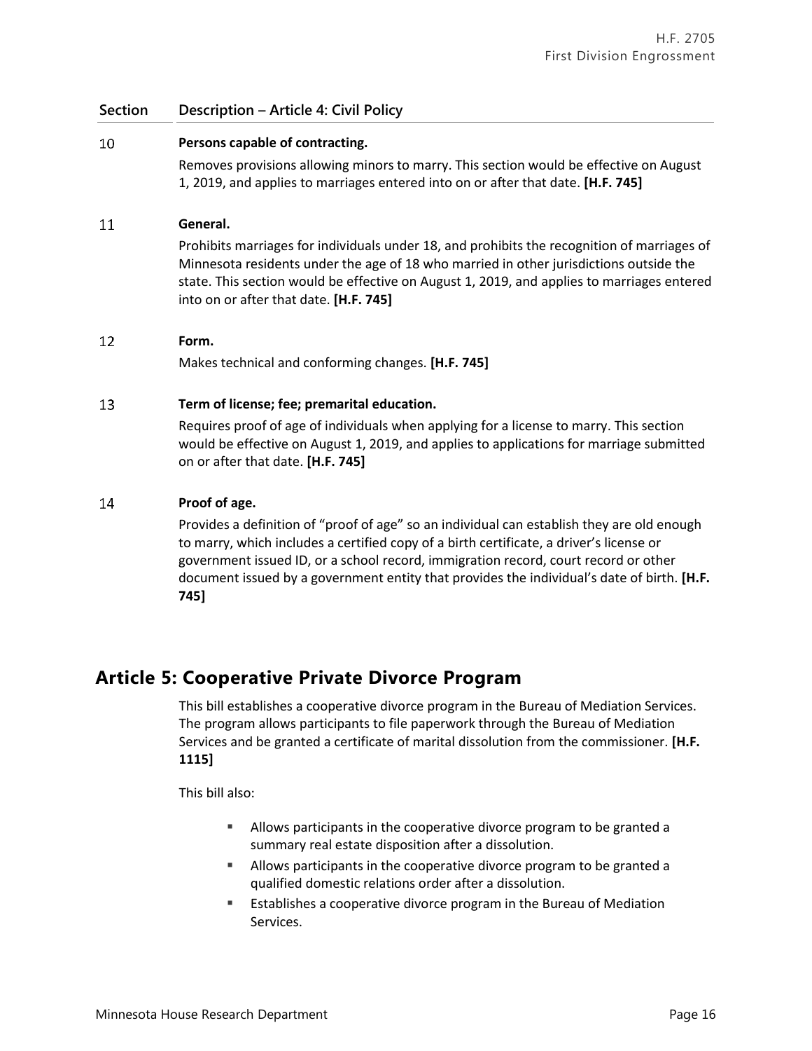| Section | Description – Article 4: Civil Policy |
|---|---|
| 10 | **Persons capable of contracting.**<br>Removes provisions allowing minors to marry. This section would be effective on August 1, 2019, and applies to marriages entered into on or after that date. **[H.F. 745]** |
| 11 | **General.**<br>Prohibits marriages for individuals under 18, and prohibits the recognition of marriages of Minnesota residents under the age of 18 who married in other jurisdictions outside the state. This section would be effective on August 1, 2019, and applies to marriages entered into on or after that date. **[H.F. 745]** |
| 12 | **Form.**<br>Makes technical and conforming changes. **[H.F. 745]** |
| 13 | **Term of license; fee; premarital education.**<br>Requires proof of age of individuals when applying for a license to marry. This section would be effective on August 1, 2019, and applies to applications for marriage submitted on or after that date. **[H.F. 745]** |
| 14 | **Proof of age.**<br>Provides a definition of "proof of age" so an individual can establish they are old enough to marry, which includes a certified copy of a birth certificate, a driver's license or government issued ID, or a school record, immigration record, court record or other document issued by a government entity that provides the individual's date of birth. **[H.F. 745]** |

## Article 5: Cooperative Private Divorce Program

This bill establishes a cooperative divorce program in the Bureau of Mediation Services. The program allows participants to file paperwork through the Bureau of Mediation Services and be granted a certificate of marital dissolution from the commissioner. **[H.F. 1115]**

This bill also:

- Allows participants in the cooperative divorce program to be granted a summary real estate disposition after a dissolution.
- Allows participants in the cooperative divorce program to be granted a qualified domestic relations order after a dissolution.
- Establishes a cooperative divorce program in the Bureau of Mediation Services.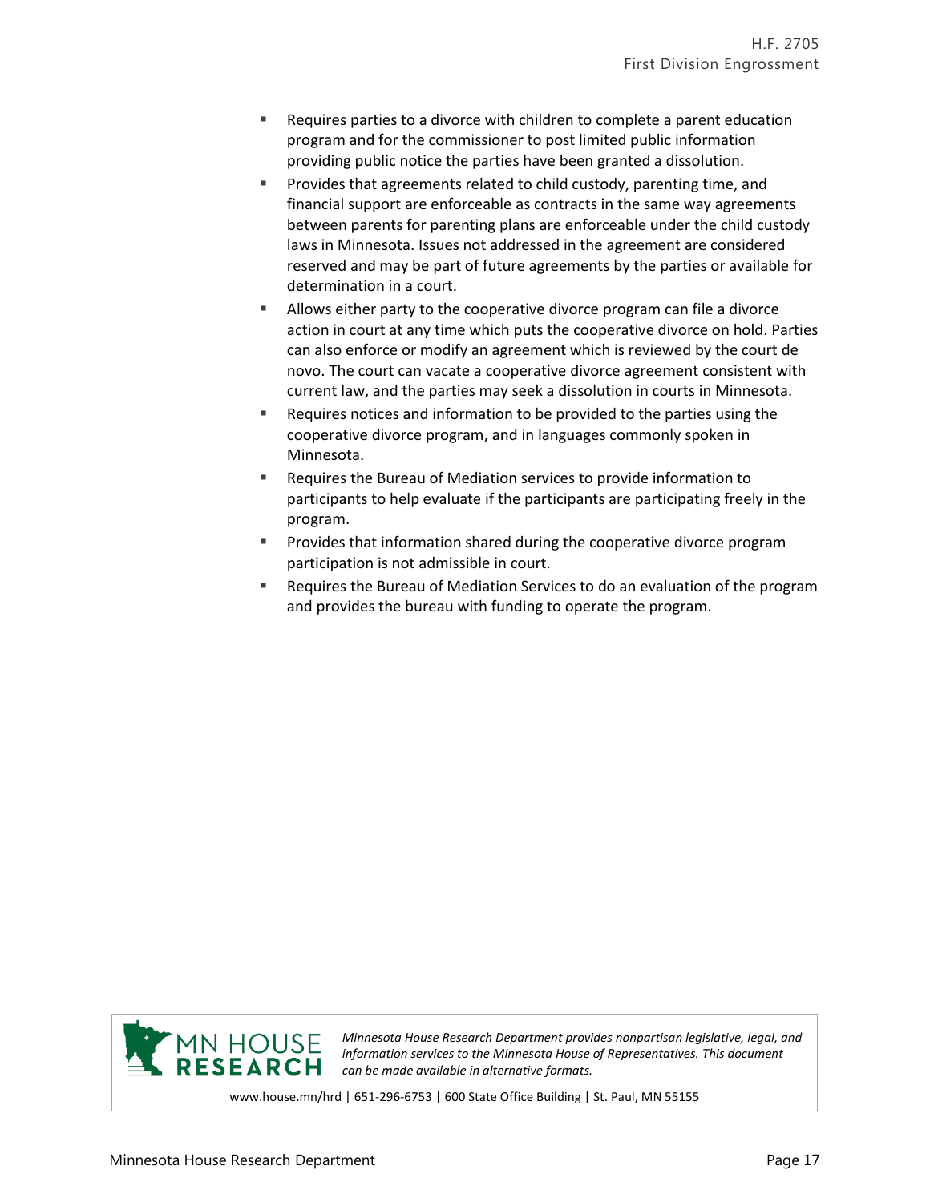- Requires parties to a divorce with children to complete a parent education program and for the commissioner to post limited public information providing public notice the parties have been granted a dissolution.
- Provides that agreements related to child custody, parenting time, and financial support are enforceable as contracts in the same way agreements between parents for parenting plans are enforceable under the child custody laws in Minnesota. Issues not addressed in the agreement are considered reserved and may be part of future agreements by the parties or available for determination in a court.
- Allows either party to the cooperative divorce program can file a divorce action in court at any time which puts the cooperative divorce on hold. Parties can also enforce or modify an agreement which is reviewed by the court de novo. The court can vacate a cooperative divorce agreement consistent with current law, and the parties may seek a dissolution in courts in Minnesota.
- Requires notices and information to be provided to the parties using the cooperative divorce program, and in languages commonly spoken in Minnesota.
- Requires the Bureau of Mediation services to provide information to participants to help evaluate if the participants are participating freely in the program.
- Provides that information shared during the cooperative divorce program participation is not admissible in court.
- Requires the Bureau of Mediation Services to do an evaluation of the program and provides the bureau with funding to operate the program.

MN HOUSE RESEARCH

*Minnesota House Research Department provides nonpartisan legislative, legal, and information services to the Minnesota House of Representatives. This document can be made available in alternative formats.*

www.house.mn/hrd | 651-296-6753 | 600 State Office Building | St. Paul, MN 55155